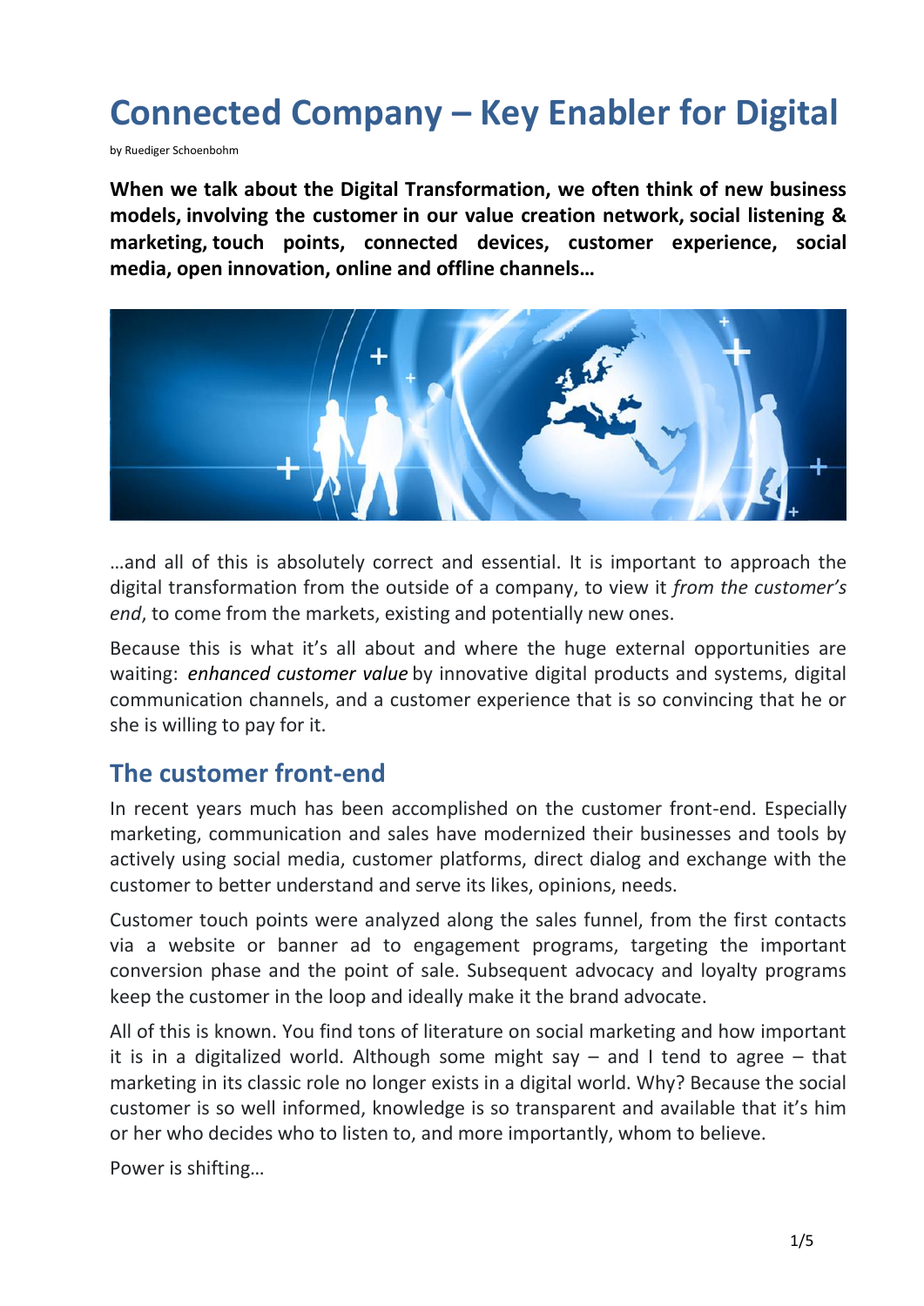# Connected Company – Key Enabler for Digital

by Ruediger Schoenbohm

**When we talk about the Digital Transformation, we often think of new business models, involving the customer in our value creation network, social listening & marketing, touch points, connected devices, customer experience, social media, open innovation, online and offline channels…**

…and all of this is absolutely correct and essential. It is important to approach the digital transformation from the outside of a company, to view it *from the customer's end*, to come from the markets, existing and potentially new ones.

Because this is what it's all about and where the huge external opportunities are waiting: *enhanced customer value* by innovative digital products and systems, digital communication channels, and a customer experience that is so convincing that he or she is willing to pay for it.

## The customer front-end

In recent years much has been accomplished on the customer front-end. Especially marketing, communication and sales have modernized their businesses and tools by actively using social media, customer platforms, direct dialog and exchange with the customer to better understand and serve its likes, opinions, needs.

Customer touch points were analyzed along the sales funnel, from the first contacts via a website or banner ad to engagement programs, targeting the important conversion phase and the point of sale. Subsequent advocacy and loyalty programs keep the customer in the loop and ideally make it the brand advocate.

All of this is known. You find tons of literature on social marketing and how important it is in a digitalized world. Although some might say – and I tend to agree – that marketing in its classic role no longer exists in a digital world. Why? Because the social customer is so well informed, knowledge is so transparent and available that it's him or her who decides who to listen to, and more importantly, whom to believe.

Power is shifting…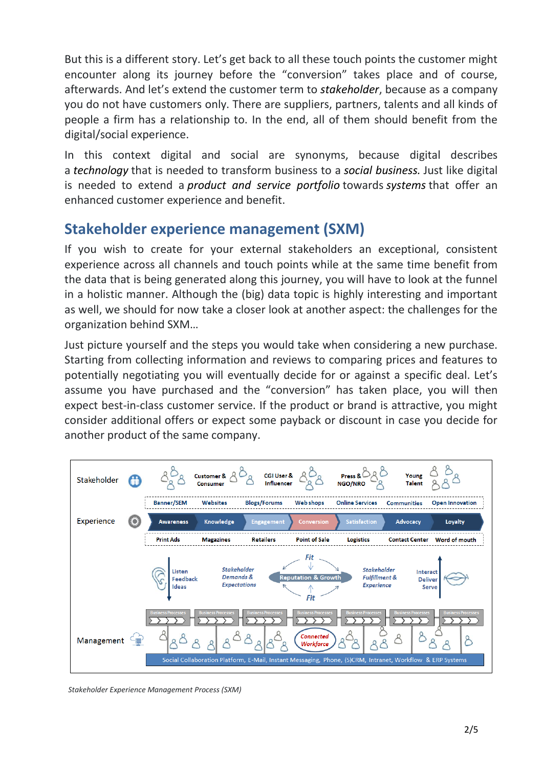But this is a different story. Let's get back to all these touch points the customer might encounter along its journey before the "conversion" takes place and of course, afterwards. And let's extend the customer term to *stakeholder*, because as a company you do not have customers only. There are suppliers, partners, talents and all kinds of people a firm has a relationship to. In the end, all of them should benefit from the digital/social experience.

In this context digital and social are synonyms, because digital describes a *technology* that is needed to transform business to a *social business.* Just like digital is needed to extend a *product and service portfolio* towards *systems* that offer an enhanced customer experience and benefit.

## Stakeholder experience management (SXM)

If you wish to create for your external stakeholders an exceptional, consistent experience across all channels and touch points while at the same time benefit from the data that is being generated along this journey, you will have to look at the funnel in a holistic manner. Although the (big) data topic is highly interesting and important as well, we should for now take a closer look at another aspect: the challenges for the organization behind SXM…

Just picture yourself and the steps you would take when considering a new purchase. Starting from collecting information and reviews to comparing prices and features to potentially negotiating you will eventually decide for or against a specific deal. Let's assume you have purchased and the "conversion" has taken place, you will then expect best-in-class customer service. If the product or brand is attractive, you might consider additional offers or expect some payback or discount in case you decide for another product of the same company.

*Stakeholder Experience Management Process (SXM)*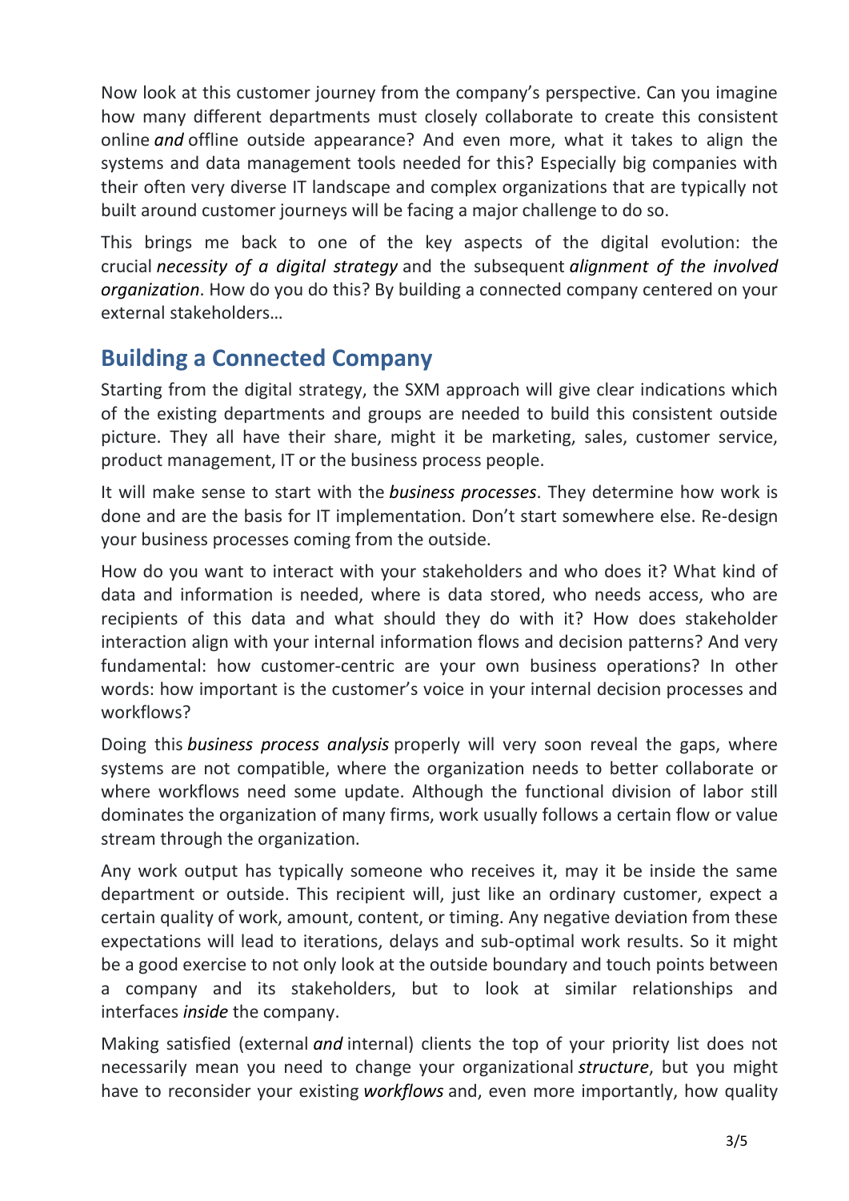Now look at this customer journey from the company's perspective. Can you imagine how many different departments must closely collaborate to create this consistent online *and* offline outside appearance? And even more, what it takes to align the systems and data management tools needed for this? Especially big companies with their often very diverse IT landscape and complex organizations that are typically not built around customer journeys will be facing a major challenge to do so.

This brings me back to one of the key aspects of the digital evolution: the crucial *necessity of a digital strategy* and the subsequent *alignment of the involved organization*. How do you do this? By building a connected company centered on your external stakeholders…

## Building a Connected Company

Starting from the digital strategy, the SXM approach will give clear indications which of the existing departments and groups are needed to build this consistent outside picture. They all have their share, might it be marketing, sales, customer service, product management, IT or the business process people.

It will make sense to start with the *business processes*. They determine how work is done and are the basis for IT implementation. Don't start somewhere else. Re-design your business processes coming from the outside.

How do you want to interact with your stakeholders and who does it? What kind of data and information is needed, where is data stored, who needs access, who are recipients of this data and what should they do with it? How does stakeholder interaction align with your internal information flows and decision patterns? And very fundamental: how customer-centric are your own business operations? In other words: how important is the customer's voice in your internal decision processes and workflows?

Doing this *business process analysis* properly will very soon reveal the gaps, where systems are not compatible, where the organization needs to better collaborate or where workflows need some update. Although the functional division of labor still dominates the organization of many firms, work usually follows a certain flow or value stream through the organization.

Any work output has typically someone who receives it, may it be inside the same department or outside. This recipient will, just like an ordinary customer, expect a certain quality of work, amount, content, or timing. Any negative deviation from these expectations will lead to iterations, delays and sub-optimal work results. So it might be a good exercise to not only look at the outside boundary and touch points between a company and its stakeholders, but to look at similar relationships and interfaces *inside* the company.

Making satisfied (external *and* internal) clients the top of your priority list does not necessarily mean you need to change your organizational *structure*, but you might have to reconsider your existing *workflows* and, even more importantly, how quality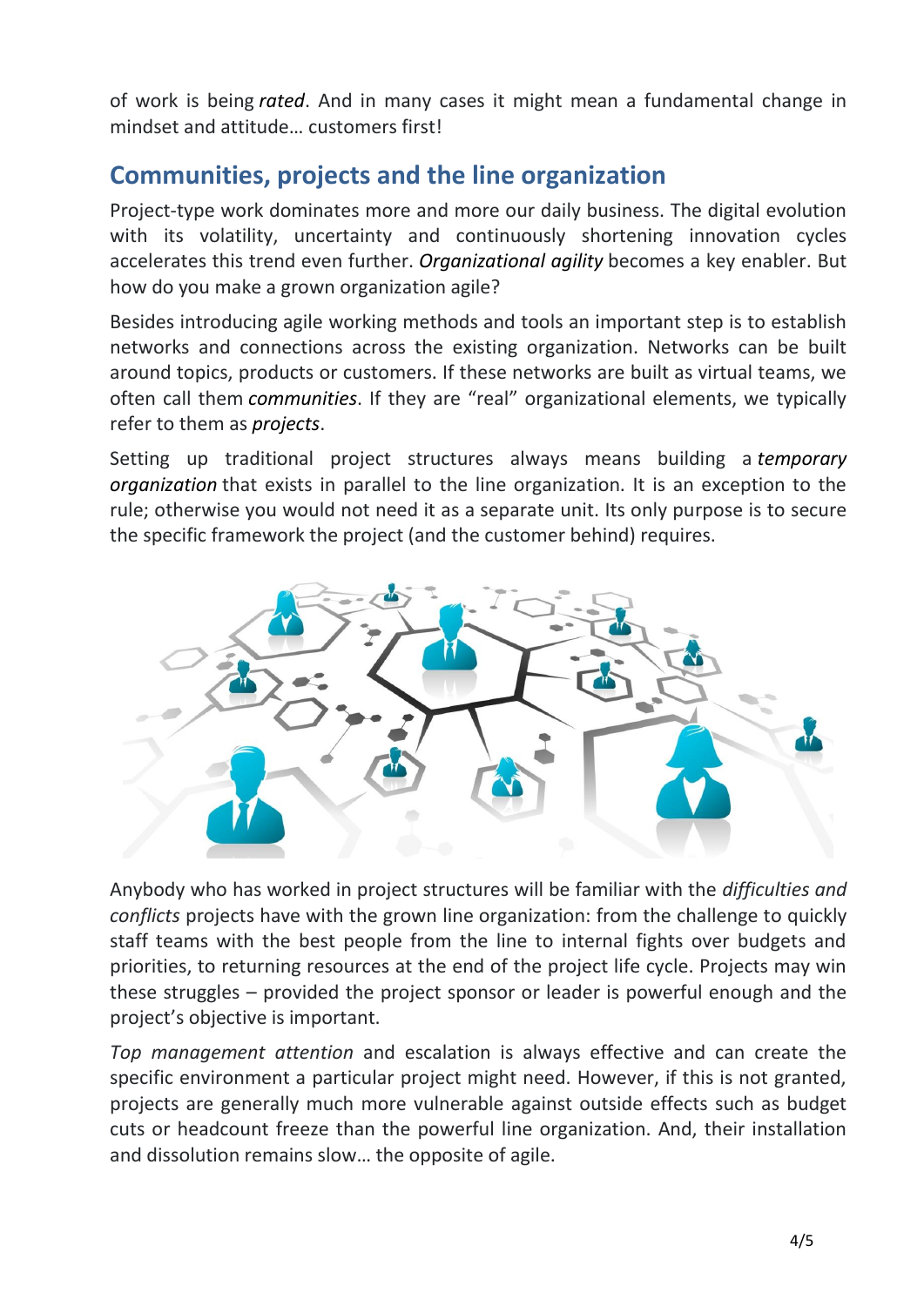of work is being *rated*. And in many cases it might mean a fundamental change in mindset and attitude… customers first!

## Communities, projects and the line organization

Project-type work dominates more and more our daily business. The digital evolution with its volatility, uncertainty and continuously shortening innovation cycles accelerates this trend even further. *Organizational agility* becomes a key enabler. But how do you make a grown organization agile?

Besides introducing agile working methods and tools an important step is to establish networks and connections across the existing organization. Networks can be built around topics, products or customers. If these networks are built as virtual teams, we often call them ***communities***. If they are "real" organizational elements, we typically refer to them as ***projects***.

Setting up traditional project structures always means building a ***temporary organization*** that exists in parallel to the line organization. It is an exception to the rule; otherwise you would not need it as a separate unit. Its only purpose is to secure the specific framework the project (and the customer behind) requires.

Anybody who has worked in project structures will be familiar with the *difficulties and conflicts* projects have with the grown line organization: from the challenge to quickly staff teams with the best people from the line to internal fights over budgets and priorities, to returning resources at the end of the project life cycle. Projects may win these struggles – provided the project sponsor or leader is powerful enough and the project's objective is important.

*Top management attention* and escalation is always effective and can create the specific environment a particular project might need. However, if this is not granted, projects are generally much more vulnerable against outside effects such as budget cuts or headcount freeze than the powerful line organization. And, their installation and dissolution remains slow… the opposite of agile.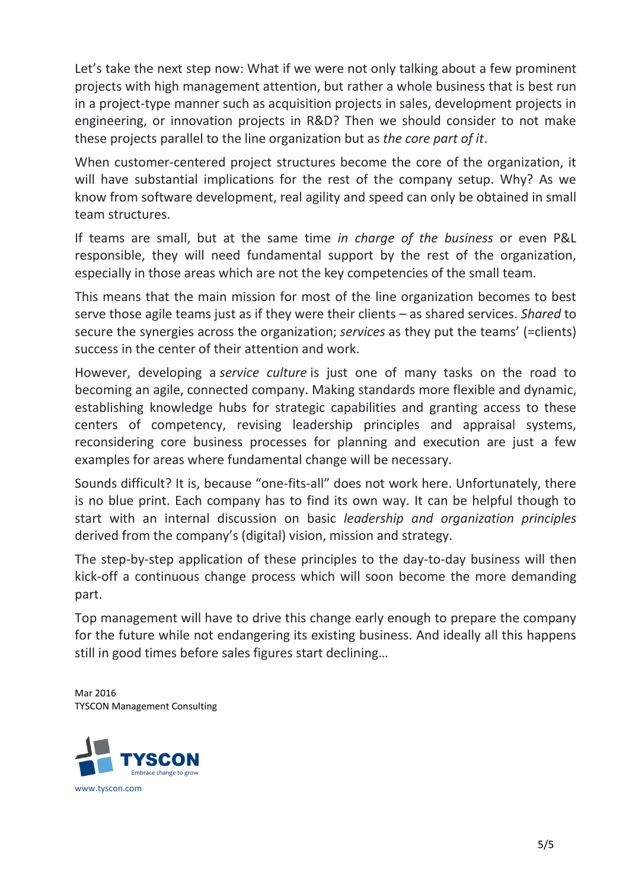Let's take the next step now: What if we were not only talking about a few prominent projects with high management attention, but rather a whole business that is best run in a project-type manner such as acquisition projects in sales, development projects in engineering, or innovation projects in R&D? Then we should consider to not make these projects parallel to the line organization but as *the core part of it*.

When customer-centered project structures become the core of the organization, it will have substantial implications for the rest of the company setup. Why? As we know from software development, real agility and speed can only be obtained in small team structures.

If teams are small, but at the same time *in charge of the business* or even P&L responsible, they will need fundamental support by the rest of the organization, especially in those areas which are not the key competencies of the small team.

This means that the main mission for most of the line organization becomes to best serve those agile teams just as if they were their clients – as shared services. *Shared* to secure the synergies across the organization; *services* as they put the teams' (=clients) success in the center of their attention and work.

However, developing a *service culture* is just one of many tasks on the road to becoming an agile, connected company. Making standards more flexible and dynamic, establishing knowledge hubs for strategic capabilities and granting access to these centers of competency, revising leadership principles and appraisal systems, reconsidering core business processes for planning and execution are just a few examples for areas where fundamental change will be necessary.

Sounds difficult? It is, because "one-fits-all" does not work here. Unfortunately, there is no blue print. Each company has to find its own way. It can be helpful though to start with an internal discussion on basic *leadership and organization principles* derived from the company's (digital) vision, mission and strategy.

The step-by-step application of these principles to the day-to-day business will then kick-off a continuous change process which will soon become the more demanding part.

Top management will have to drive this change early enough to prepare the company for the future while not endangering its existing business. And ideally all this happens still in good times before sales figures start declining…

Mar 2016
TYSCON Management Consulting

TYSCON
Embrace change to grow

www.tyscon.com